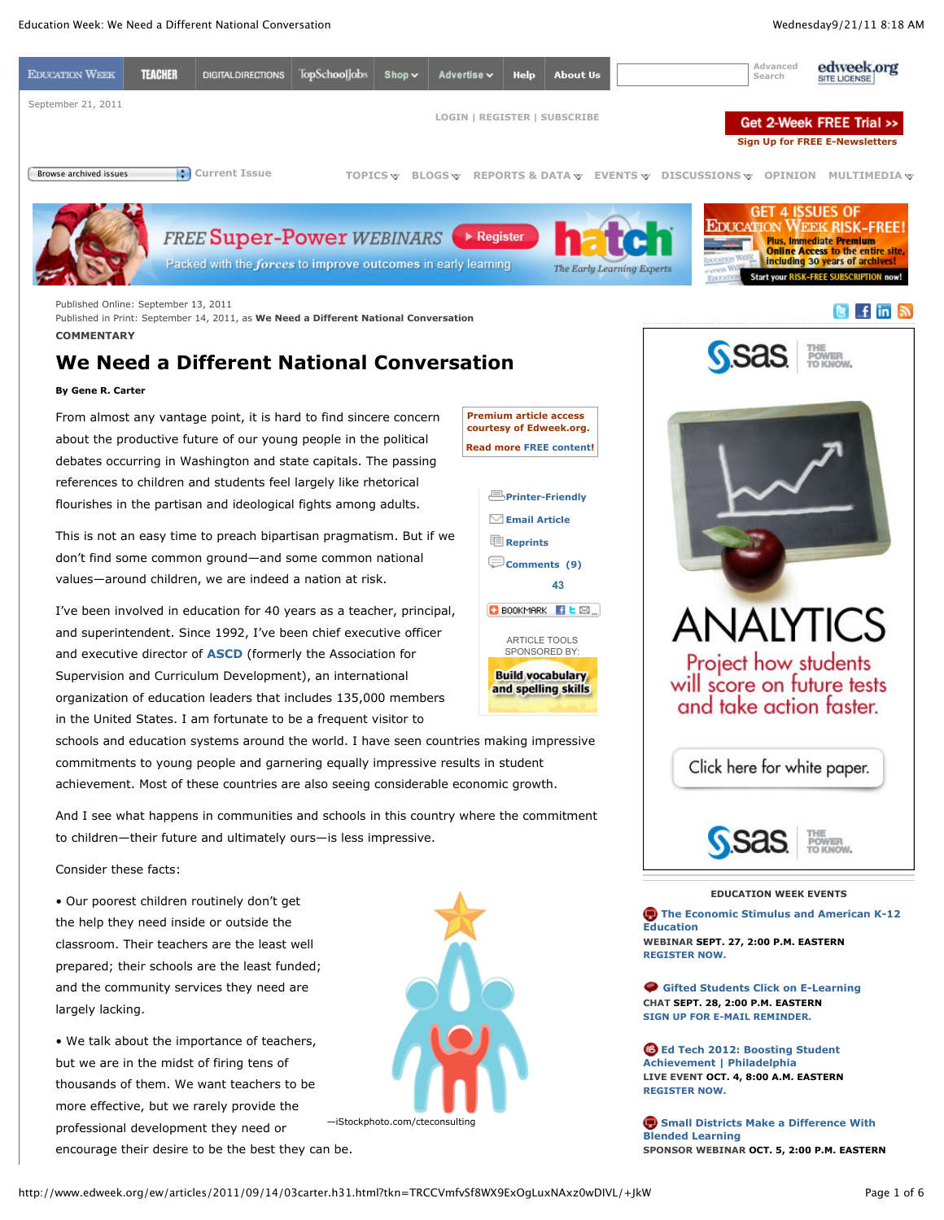Published Online: September 13, 2011
Published in Print: September 14, 2011, as **We Need a Different National Conversation**

**COMMENTARY**

# We Need a Different National Conversation

**By Gene R. Carter**

From almost any vantage point, it is hard to find sincere concern about the productive future of our young people in the political debates occurring in Washington and state capitals. The passing references to children and students feel largely like rhetorical flourishes in the partisan and ideological fights among adults.

This is not an easy time to preach bipartisan pragmatism. But if we don't find some common ground—and some common national values—around children, we are indeed a nation at risk.

I've been involved in education for 40 years as a teacher, principal, and superintendent. Since 1992, I've been chief executive officer and executive director of **ASCD** (formerly the Association for Supervision and Curriculum Development), an international organization of education leaders that includes 135,000 members in the United States. I am fortunate to be a frequent visitor to schools and education systems around the world. I have seen countries making impressive commitments to young people and garnering equally impressive results in student achievement. Most of these countries are also seeing considerable economic growth.

And I see what happens in communities and schools in this country where the commitment to children—their future and ultimately ours—is less impressive.

Consider these facts:

• Our poorest children routinely don't get the help they need inside or outside the classroom. Their teachers are the least well prepared; their schools are the least funded; and the community services they need are largely lacking.

• We talk about the importance of teachers, but we are in the midst of firing tens of thousands of them. We want teachers to be more effective, but we rarely provide the professional development they need or encourage their desire to be the best they can be.

—iStockphoto.com/cteconsulting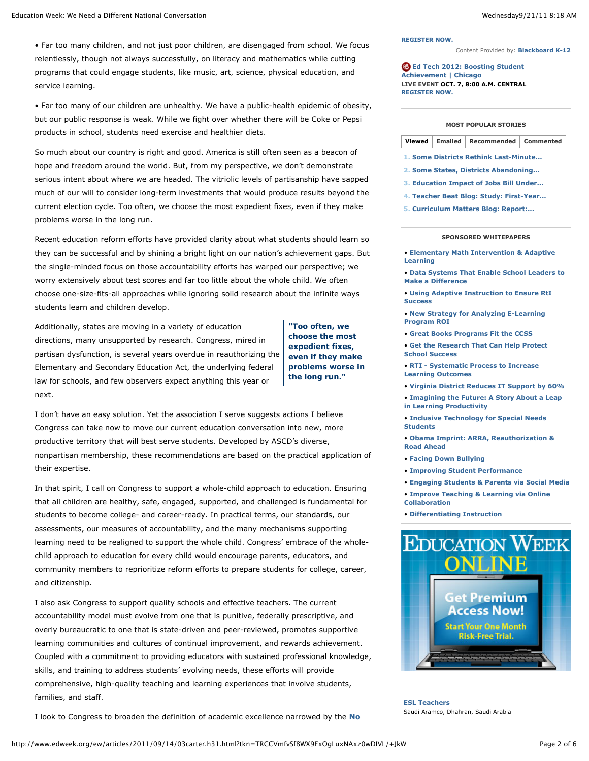• Far too many children, and not just poor children, are disengaged from school. We focus relentlessly, though not always successfully, on literacy and mathematics while cutting programs that could engage students, like music, art, science, physical education, and service learning.

• Far too many of our children are unhealthy. We have a public-health epidemic of obesity, but our public response is weak. While we fight over whether there will be Coke or Pepsi products in school, students need exercise and healthier diets.

So much about our country is right and good. America is still often seen as a beacon of hope and freedom around the world. But, from my perspective, we don't demonstrate serious intent about where we are headed. The vitriolic levels of partisanship have sapped much of our will to consider long-term investments that would produce results beyond the current election cycle. Too often, we choose the most expedient fixes, even if they make problems worse in the long run.

Recent education reform efforts have provided clarity about what students should learn so they can be successful and by shining a bright light on our nation's achievement gaps. But the single-minded focus on those accountability efforts has warped our perspective; we worry extensively about test scores and far too little about the whole child. We often choose one-size-fits-all approaches while ignoring solid research about the infinite ways students learn and children develop.

Additionally, states are moving in a variety of education directions, many unsupported by research. Congress, mired in partisan dysfunction, is several years overdue in reauthorizing the Elementary and Secondary Education Act, the underlying federal law for schools, and few observers expect anything this year or next.

**"Too often, we choose the most expedient fixes, even if they make problems worse in the long run."**

I don't have an easy solution. Yet the association I serve suggests actions I believe Congress can take now to move our current education conversation into new, more productive territory that will best serve students. Developed by ASCD's diverse, nonpartisan membership, these recommendations are based on the practical application of their expertise.

In that spirit, I call on Congress to support a whole-child approach to education. Ensuring that all children are healthy, safe, engaged, supported, and challenged is fundamental for students to become college- and career-ready. In practical terms, our standards, our assessments, our measures of accountability, and the many mechanisms supporting learning need to be realigned to support the whole child. Congress' embrace of the whole-child approach to education for every child would encourage parents, educators, and community members to reprioritize reform efforts to prepare students for college, career, and citizenship.

I also ask Congress to support quality schools and effective teachers. The current accountability model must evolve from one that is punitive, federally prescriptive, and overly bureaucratic to one that is state-driven and peer-reviewed, promotes supportive learning communities and cultures of continual improvement, and rewards achievement. Coupled with a commitment to providing educators with sustained professional knowledge, skills, and training to address students' evolving needs, these efforts will provide comprehensive, high-quality teaching and learning experiences that involve students, families, and staff.

I look to Congress to broaden the definition of academic excellence narrowed by the **No**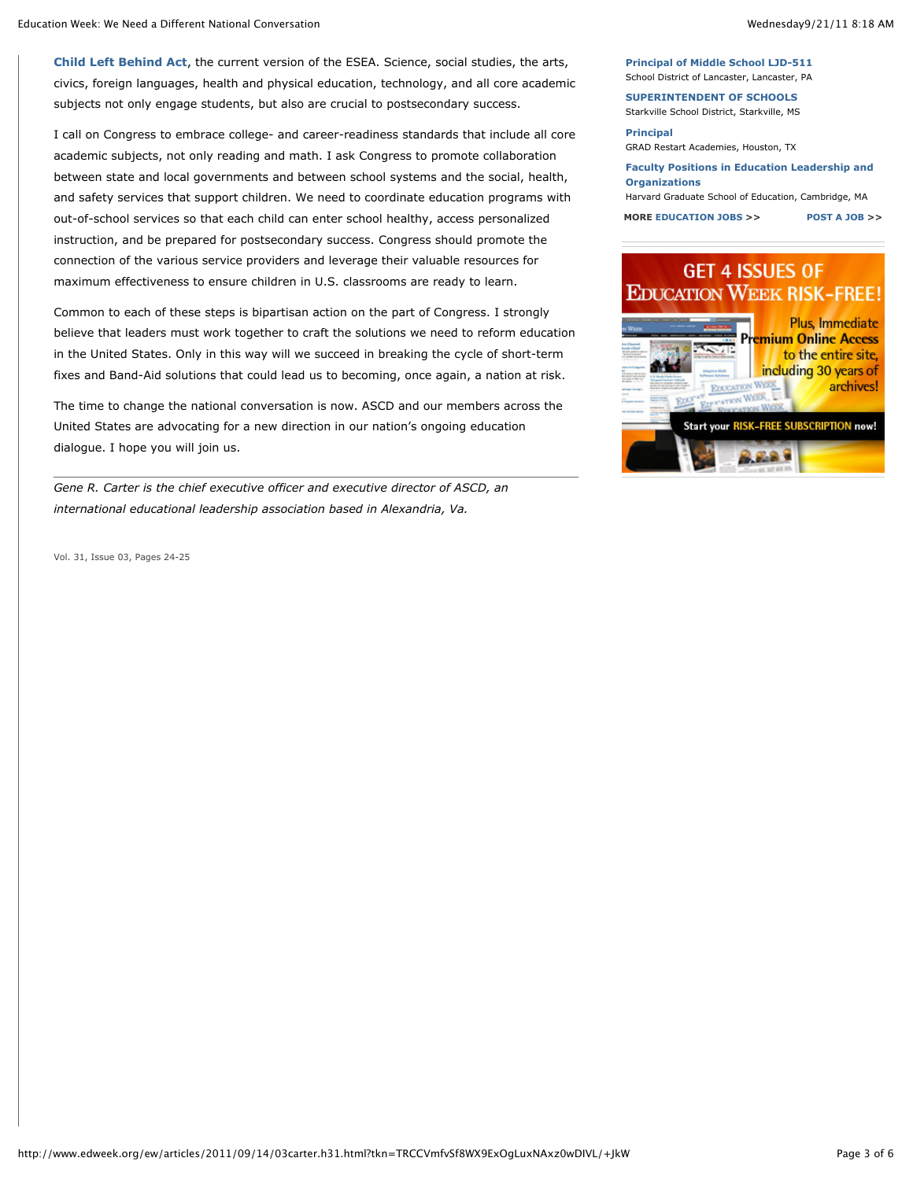Child Left Behind Act, the current version of the ESEA. Science, social studies, the arts, civics, foreign languages, health and physical education, technology, and all core academic subjects not only engage students, but also are crucial to postsecondary success.

I call on Congress to embrace college- and career-readiness standards that include all core academic subjects, not only reading and math. I ask Congress to promote collaboration between state and local governments and between school systems and the social, health, and safety services that support children. We need to coordinate education programs with out-of-school services so that each child can enter school healthy, access personalized instruction, and be prepared for postsecondary success. Congress should promote the connection of the various service providers and leverage their valuable resources for maximum effectiveness to ensure children in U.S. classrooms are ready to learn.

Common to each of these steps is bipartisan action on the part of Congress. I strongly believe that leaders must work together to craft the solutions we need to reform education in the United States. Only in this way will we succeed in breaking the cycle of short-term fixes and Band-Aid solutions that could lead us to becoming, once again, a nation at risk.

The time to change the national conversation is now. ASCD and our members across the United States are advocating for a new direction in our nation's ongoing education dialogue. I hope you will join us.

---

*Gene R. Carter is the chief executive officer and executive director of ASCD, an international educational leadership association based in Alexandria, Va.*

Vol. 31, Issue 03, Pages 24-25